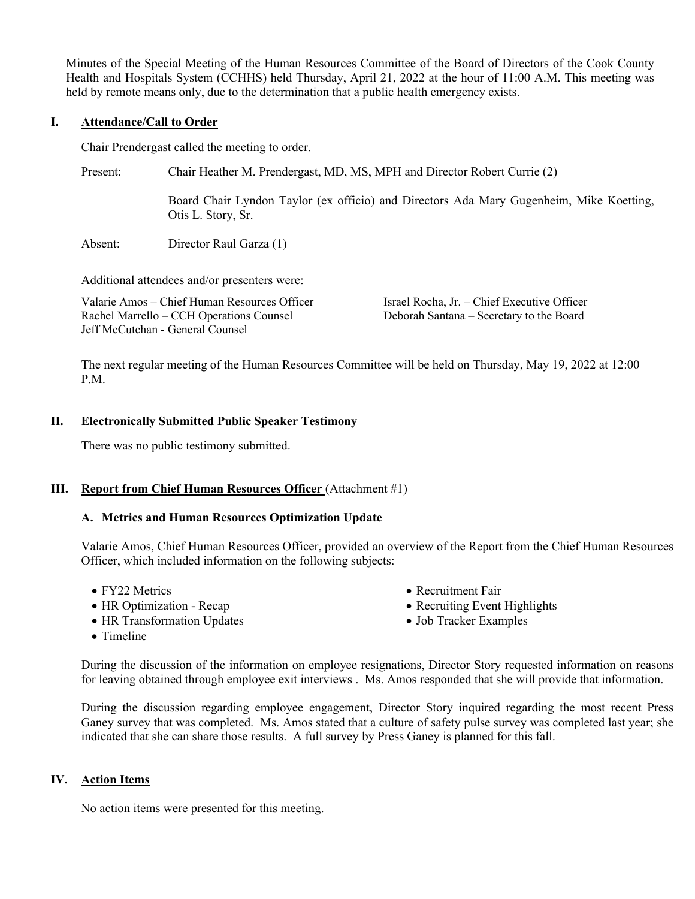Minutes of the Special Meeting of the Human Resources Committee of the Board of Directors of the Cook County Health and Hospitals System (CCHHS) held Thursday, April 21, 2022 at the hour of 11:00 A.M. This meeting was held by remote means only, due to the determination that a public health emergency exists.

## I. Attendance/Call to Order

Chair Prendergast called the meeting to order.

Present: Chair Heather M. Prendergast, MD, MS, MPH and Director Robert Currie (2)

Board Chair Lyndon Taylor (ex officio) and Directors Ada Mary Gugenheim, Mike Koetting, Otis L. Story, Sr.

Absent: Director Raul Garza (1)

Additional attendees and/or presenters were:

Valarie Amos – Chief Human Resources Officer
Rachel Marrello – CCH Operations Counsel
Jeff McCutchan - General Counsel
Israel Rocha, Jr. – Chief Executive Officer
Deborah Santana – Secretary to the Board

The next regular meeting of the Human Resources Committee will be held on Thursday, May 19, 2022 at 12:00 P.M.

## II. Electronically Submitted Public Speaker Testimony

There was no public testimony submitted.

## III. Report from Chief Human Resources Officer (Attachment #1)

### A. Metrics and Human Resources Optimization Update

Valarie Amos, Chief Human Resources Officer, provided an overview of the Report from the Chief Human Resources Officer, which included information on the following subjects:

- FY22 Metrics
- HR Optimization - Recap
- HR Transformation Updates
- Timeline
- Recruitment Fair
- Recruiting Event Highlights
- Job Tracker Examples

During the discussion of the information on employee resignations, Director Story requested information on reasons for leaving obtained through employee exit interviews . Ms. Amos responded that she will provide that information.

During the discussion regarding employee engagement, Director Story inquired regarding the most recent Press Ganey survey that was completed. Ms. Amos stated that a culture of safety pulse survey was completed last year; she indicated that she can share those results. A full survey by Press Ganey is planned for this fall.

## IV. Action Items

No action items were presented for this meeting.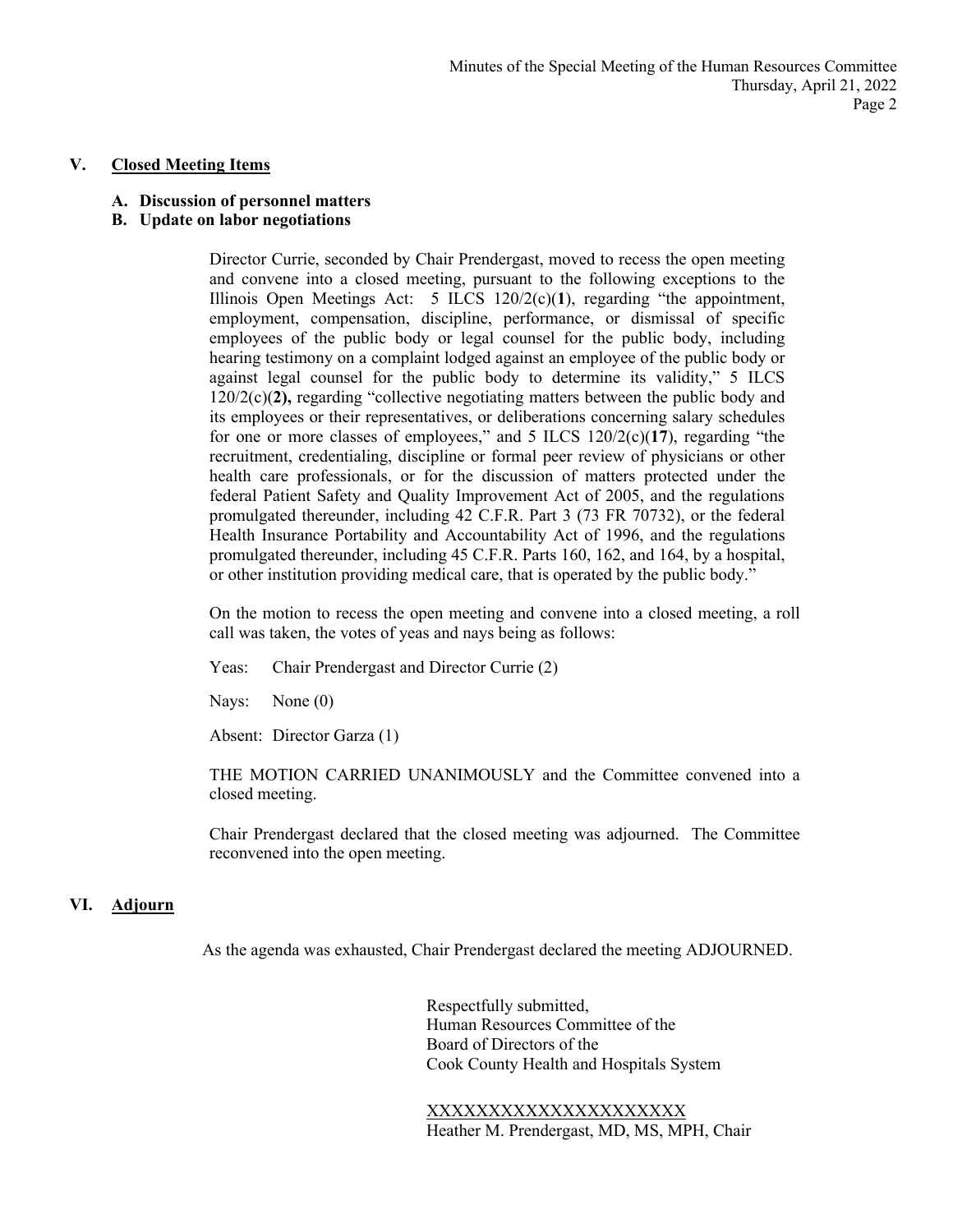## V. Closed Meeting Items

**A. Discussion of personnel matters**

**B. Update on labor negotiations**

Director Currie, seconded by Chair Prendergast, moved to recess the open meeting and convene into a closed meeting, pursuant to the following exceptions to the Illinois Open Meetings Act: 5 ILCS 120/2(c)(**1**), regarding "the appointment, employment, compensation, discipline, performance, or dismissal of specific employees of the public body or legal counsel for the public body, including hearing testimony on a complaint lodged against an employee of the public body or against legal counsel for the public body to determine its validity," 5 ILCS 120/2(c)(**2),** regarding "collective negotiating matters between the public body and its employees or their representatives, or deliberations concerning salary schedules for one or more classes of employees," and 5 ILCS 120/2(c)(**17**), regarding "the recruitment, credentialing, discipline or formal peer review of physicians or other health care professionals, or for the discussion of matters protected under the federal Patient Safety and Quality Improvement Act of 2005, and the regulations promulgated thereunder, including 42 C.F.R. Part 3 (73 FR 70732), or the federal Health Insurance Portability and Accountability Act of 1996, and the regulations promulgated thereunder, including 45 C.F.R. Parts 160, 162, and 164, by a hospital, or other institution providing medical care, that is operated by the public body."

On the motion to recess the open meeting and convene into a closed meeting, a roll call was taken, the votes of yeas and nays being as follows:

Yeas: Chair Prendergast and Director Currie (2)

Nays: None (0)

Absent: Director Garza (1)

THE MOTION CARRIED UNANIMOUSLY and the Committee convened into a closed meeting.

Chair Prendergast declared that the closed meeting was adjourned. The Committee reconvened into the open meeting.

## VI. Adjourn

As the agenda was exhausted, Chair Prendergast declared the meeting ADJOURNED.

Respectfully submitted,
Human Resources Committee of the
Board of Directors of the
Cook County Health and Hospitals System

XXXXXXXXXXXXXXXXXXXXX
Heather M. Prendergast, MD, MS, MPH, Chair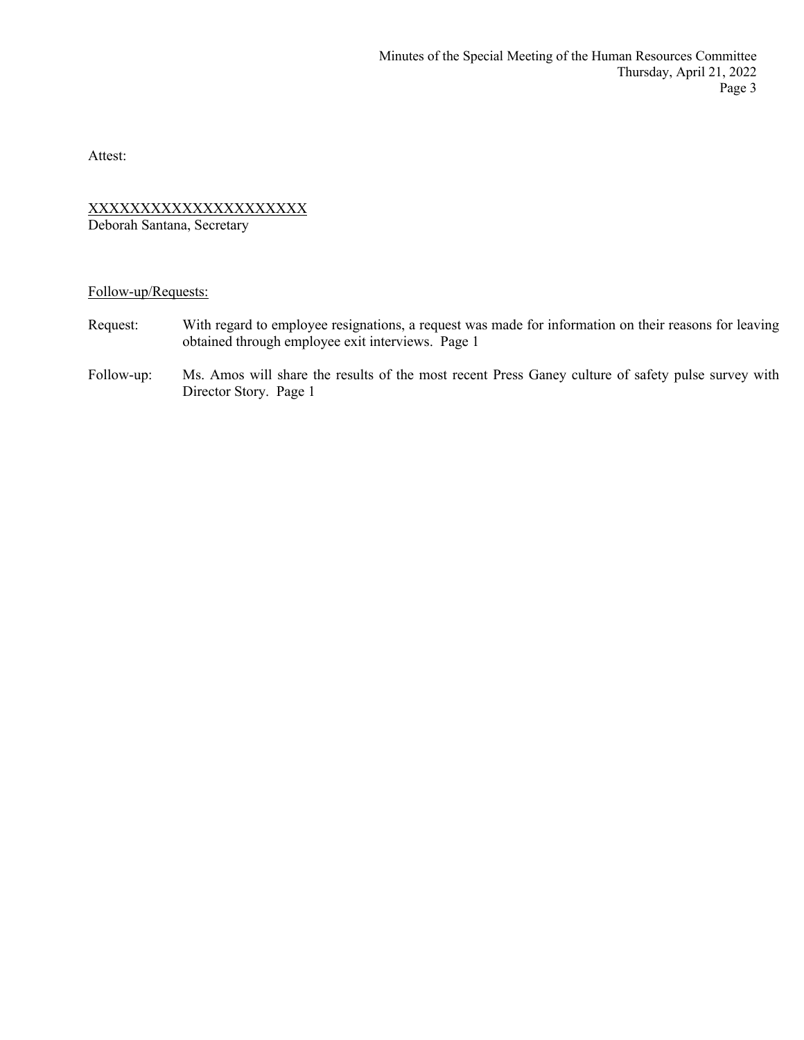Attest:

XXXXXXXXXXXXXXXXXXXXXX
Deborah Santana, Secretary

Follow-up/Requests:

Request: With regard to employee resignations, a request was made for information on their reasons for leaving obtained through employee exit interviews. Page 1

Follow-up: Ms. Amos will share the results of the most recent Press Ganey culture of safety pulse survey with Director Story. Page 1